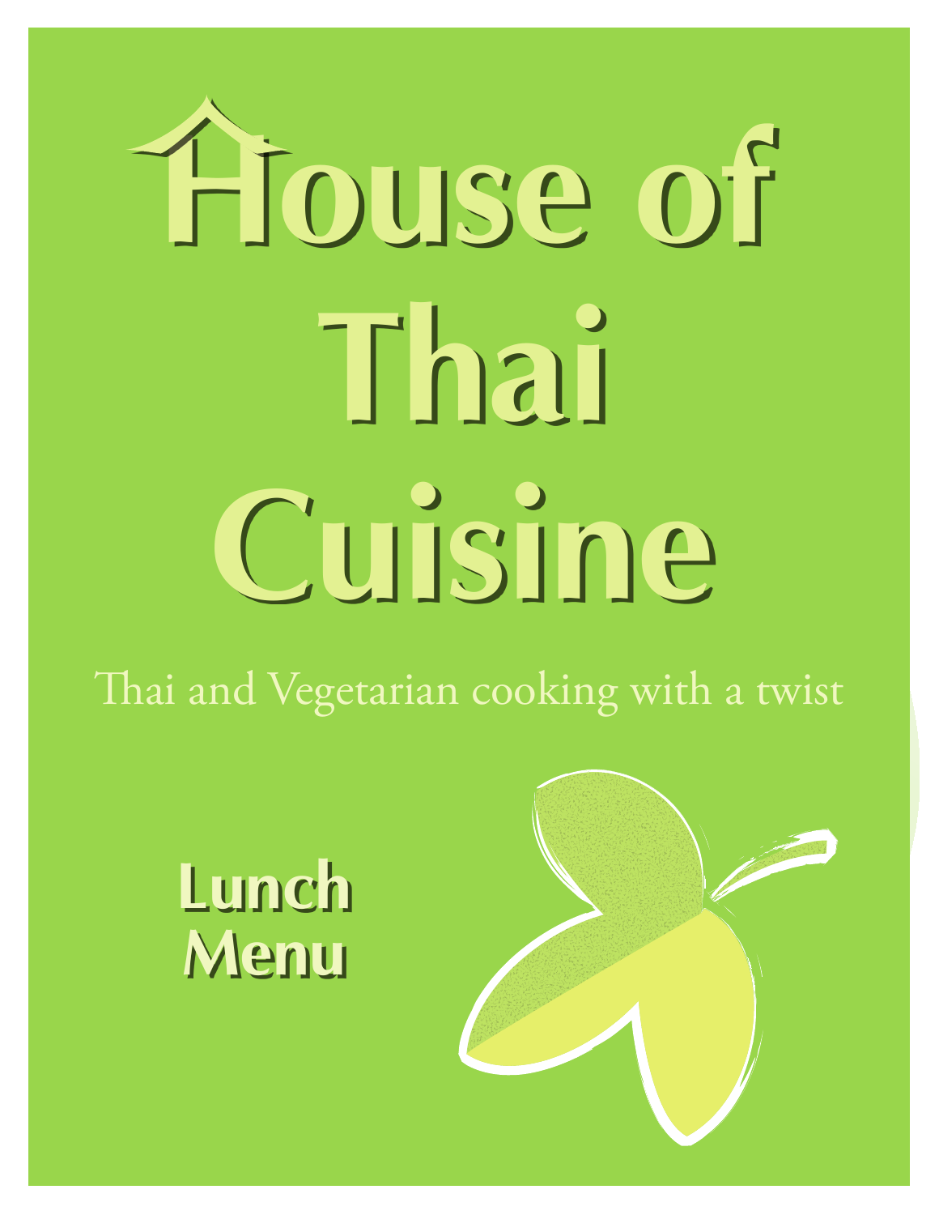# House of Thai Cuisine

Thai and Vegetarian cooking with a twist

## Lunch Menu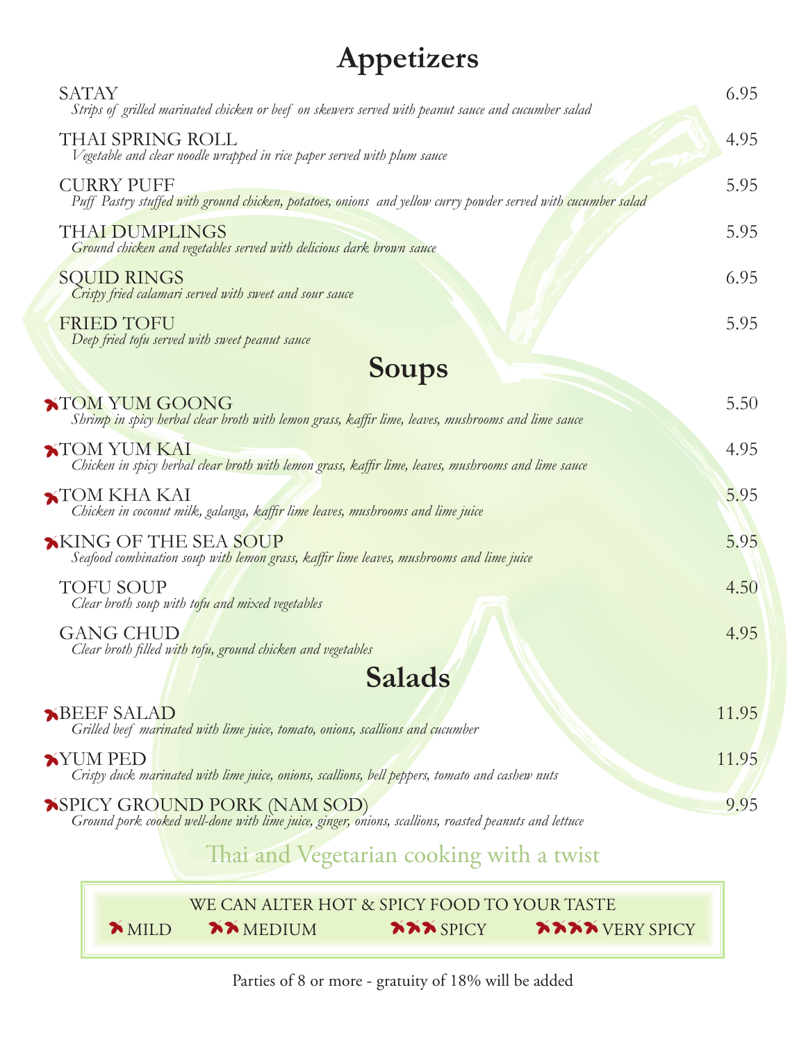# Appetizers

**SATAY** — 6.95
*Strips of grilled marinated chicken or beef on skewers served with peanut sauce and cucumber salad*

**THAI SPRING ROLL** — 4.95
*Vegetable and clear noodle wrapped in rice paper served with plum sauce*

**CURRY PUFF** — 5.95
*Puff Pastry stuffed with ground chicken, potatoes, onions and yellow curry powder served with cucumber salad*

**THAI DUMPLINGS** — 5.95
*Ground chicken and vegetables served with delicious dark brown sauce*

**SQUID RINGS** — 6.95
*Crispy fried calamari served with sweet and sour sauce*

**FRIED TOFU** — 5.95
*Deep fried tofu served with sweet peanut sauce*

# Soups

🌶 **TOM YUM GOONG** — 5.50
*Shrimp in spicy herbal clear broth with lemon grass, kaffir lime, leaves, mushrooms and lime sauce*

🌶 **TOM YUM KAI** — 4.95
*Chicken in spicy herbal clear broth with lemon grass, kaffir lime, leaves, mushrooms and lime sauce*

🌶 **TOM KHA KAI** — 5.95
*Chicken in coconut milk, galanga, kaffir lime leaves, mushrooms and lime juice*

🌶 **KING OF THE SEA SOUP** — 5.95
*Seafood combination soup with lemon grass, kaffir lime leaves, mushrooms and lime juice*

**TOFU SOUP** — 4.50
*Clear broth soup with tofu and mixed vegetables*

**GANG CHUD** — 4.95
*Clear broth filled with tofu, ground chicken and vegetables*

# Salads

🌶 **BEEF SALAD** — 11.95
*Grilled beef marinated with lime juice, tomato, onions, scallions and cucumber*

🌶 **YUM PED** — 11.95
*Crispy duck marinated with lime juice, onions, scallions, bell peppers, tomato and cashew nuts*

🌶 **SPICY GROUND PORK (NAM SOD)** — 9.95
*Ground pork cooked well-done with lime juice, ginger, onions, scallions, roasted peanuts and lettuce*

Thai and Vegetarian cooking with a twist

WE CAN ALTER HOT & SPICY FOOD TO YOUR TASTE

🌶 MILD 🌶🌶 MEDIUM 🌶🌶🌶 SPICY 🌶🌶🌶🌶 VERY SPICY

Parties of 8 or more - gratuity of 18% will be added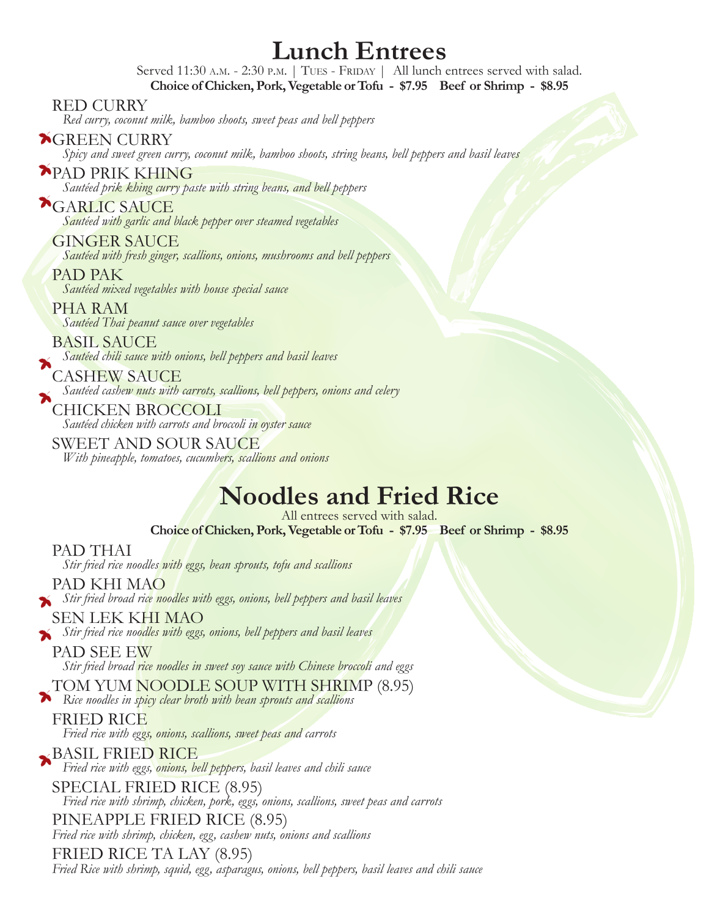# Lunch Entrees

Served 11:30 A.M. - 2:30 P.M. | TUES - FRIDAY | All lunch entrees served with salad.

**Choice of Chicken, Pork, Vegetable or Tofu - $7.95 Beef or Shrimp - $8.95**

RED CURRY
*Red curry, coconut milk, bamboo shoots, sweet peas and bell peppers*

GREEN CURRY
*Spicy and sweet green curry, coconut milk, bamboo shoots, string beans, bell peppers and basil leaves*

PAD PRIK KHING
*Sautéed prik khing curry paste with string beans, and bell peppers*

GARLIC SAUCE
*Sautéed with garlic and black pepper over steamed vegetables*

GINGER SAUCE
*Sautéed with fresh ginger, scallions, onions, mushrooms and bell peppers*

PAD PAK
*Sautéed mixed vegetables with house special sauce*

PHA RAM
*Sautéed Thai peanut sauce over vegetables*

BASIL SAUCE
*Sautéed chili sauce with onions, bell peppers and basil leaves*

CASHEW SAUCE
*Sautéed cashew nuts with carrots, scallions, bell peppers, onions and celery*

CHICKEN BROCCOLI
*Sautéed chicken with carrots and broccoli in oyster sauce*

SWEET AND SOUR SAUCE
*With pineapple, tomatoes, cucumbers, scallions and onions*

# Noodles and Fried Rice

All entrees served with salad.

**Choice of Chicken, Pork, Vegetable or Tofu - $7.95 Beef or Shrimp - $8.95**

PAD THAI
*Stir fried rice noodles with eggs, bean sprouts, tofu and scallions*

PAD KHI MAO
*Stir fried broad rice noodles with eggs, onions, bell peppers and basil leaves*

SEN LEK KHI MAO
*Stir fried rice noodles with eggs, onions, bell peppers and basil leaves*

PAD SEE EW
*Stir fried broad rice noodles in sweet soy sauce with Chinese broccoli and eggs*

TOM YUM NOODLE SOUP WITH SHRIMP (8.95)
*Rice noodles in spicy clear broth with bean sprouts and scallions*

FRIED RICE
*Fried rice with eggs, onions, scallions, sweet peas and carrots*

BASIL FRIED RICE
*Fried rice with eggs, onions, bell peppers, basil leaves and chili sauce*

SPECIAL FRIED RICE (8.95)
*Fried rice with shrimp, chicken, pork, eggs, onions, scallions, sweet peas and carrots*

PINEAPPLE FRIED RICE (8.95)
*Fried rice with shrimp, chicken, egg, cashew nuts, onions and scallions*

FRIED RICE TA LAY (8.95)
*Fried Rice with shrimp, squid, egg, asparagus, onions, bell peppers, basil leaves and chili sauce*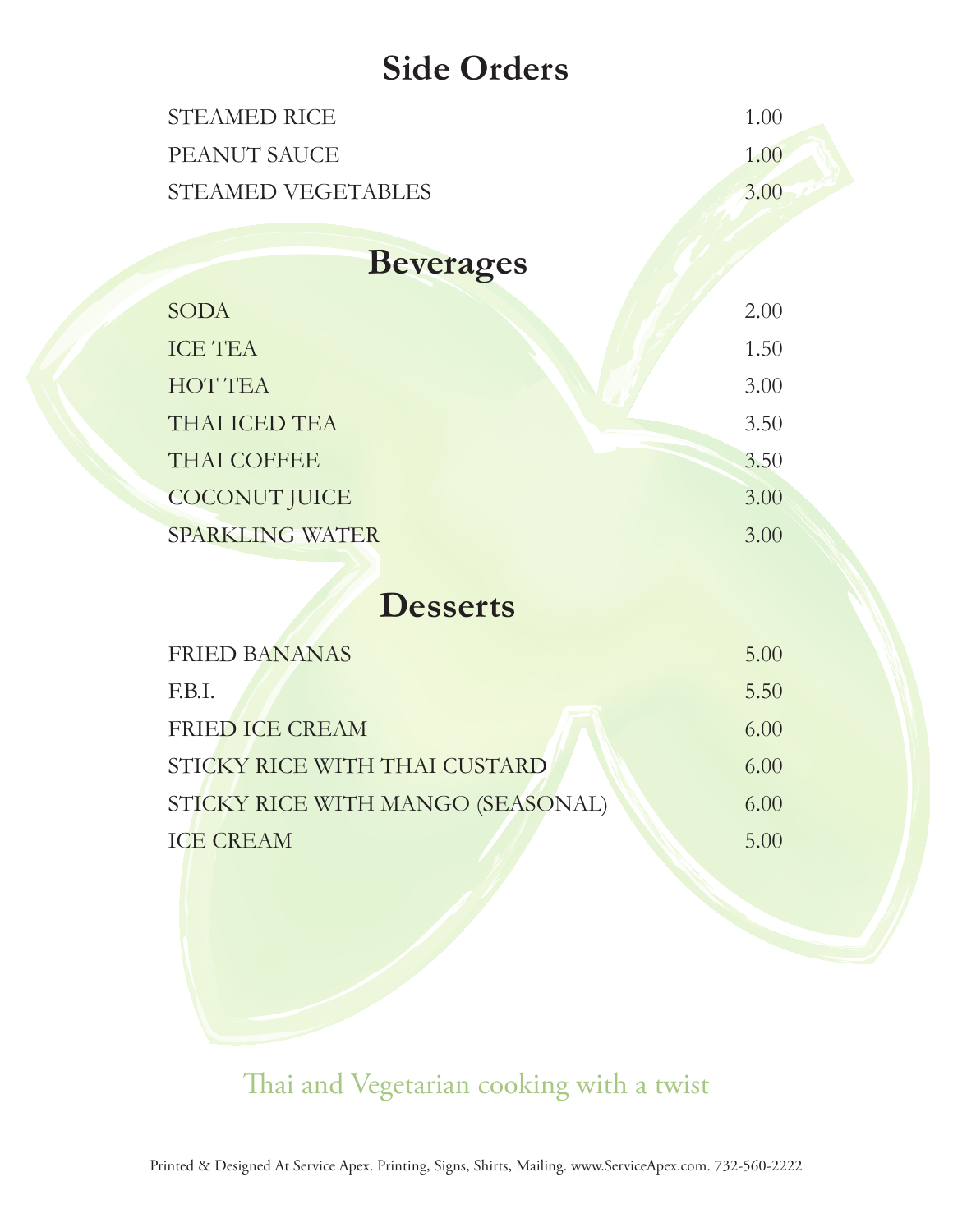## Side Orders

| | |
|---|---|
| STEAMED RICE | 1.00 |
| PEANUT SAUCE | 1.00 |
| STEAMED VEGETABLES | 3.00 |

## Beverages

| | |
|---|---|
| SODA | 2.00 |
| ICE TEA | 1.50 |
| HOT TEA | 3.00 |
| THAI ICED TEA | 3.50 |
| THAI COFFEE | 3.50 |
| COCONUT JUICE | 3.00 |
| SPARKLING WATER | 3.00 |

## Desserts

| | |
|---|---|
| FRIED BANANAS | 5.00 |
| F.B.I. | 5.50 |
| FRIED ICE CREAM | 6.00 |
| STICKY RICE WITH THAI CUSTARD | 6.00 |
| STICKY RICE WITH MANGO (SEASONAL) | 6.00 |
| ICE CREAM | 5.00 |

Thai and Vegetarian cooking with a twist

Printed & Designed At Service Apex. Printing, Signs, Shirts, Mailing. www.ServiceApex.com. 732-560-2222